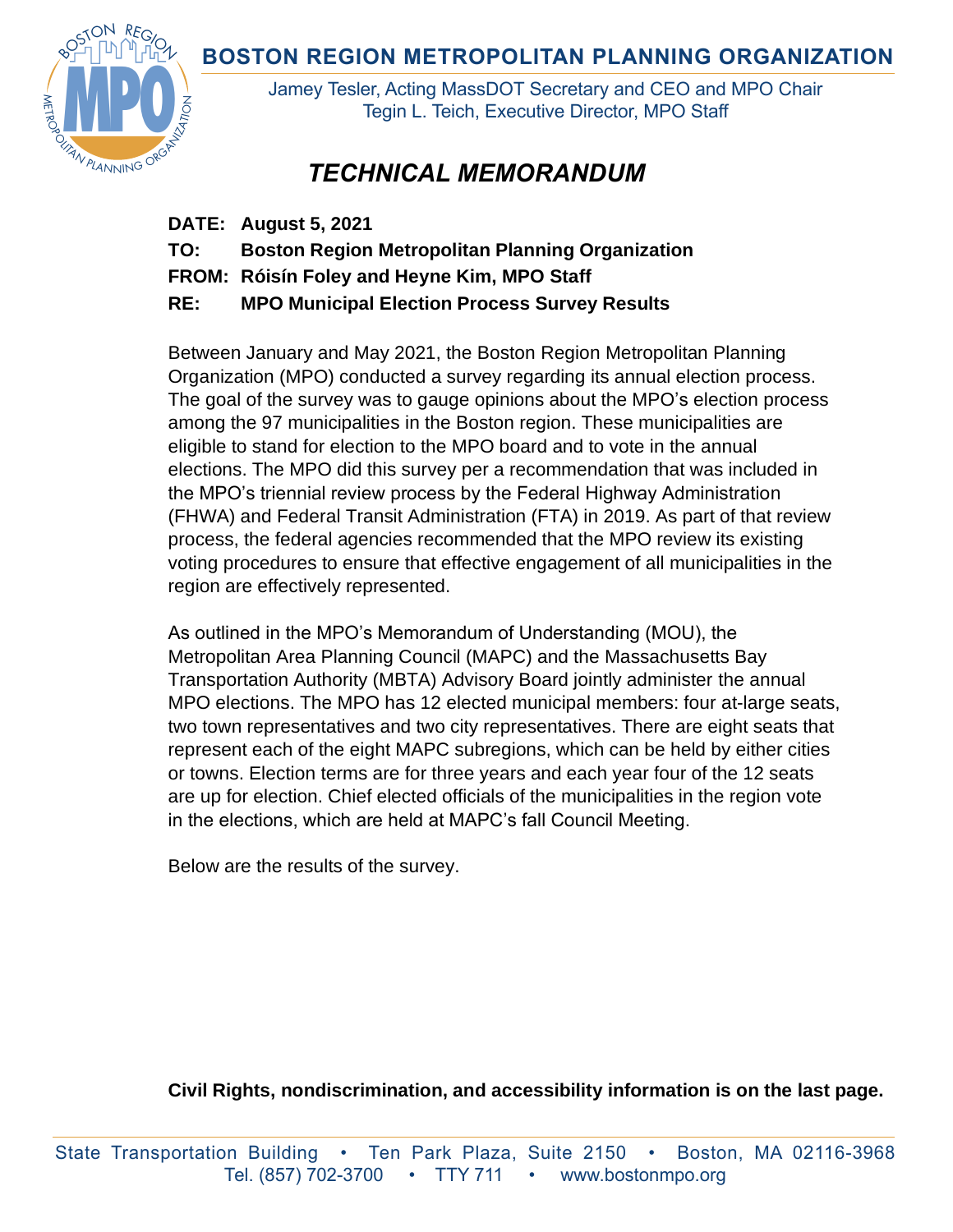# BOSTON REGION METROPOLITAN PLANNING ORGANIZATION

Jamey Tesler, Acting MassDOT Secretary and CEO and MPO Chair
Tegin L. Teich, Executive Director, MPO Staff

## *TECHNICAL MEMORANDUM*

**DATE:** **August 5, 2021**
**TO:** **Boston Region Metropolitan Planning Organization**
**FROM:** **Róisín Foley and Heyne Kim, MPO Staff**
**RE:** **MPO Municipal Election Process Survey Results**

Between January and May 2021, the Boston Region Metropolitan Planning Organization (MPO) conducted a survey regarding its annual election process. The goal of the survey was to gauge opinions about the MPO's election process among the 97 municipalities in the Boston region. These municipalities are eligible to stand for election to the MPO board and to vote in the annual elections. The MPO did this survey per a recommendation that was included in the MPO's triennial review process by the Federal Highway Administration (FHWA) and Federal Transit Administration (FTA) in 2019. As part of that review process, the federal agencies recommended that the MPO review its existing voting procedures to ensure that effective engagement of all municipalities in the region are effectively represented.

As outlined in the MPO's Memorandum of Understanding (MOU), the Metropolitan Area Planning Council (MAPC) and the Massachusetts Bay Transportation Authority (MBTA) Advisory Board jointly administer the annual MPO elections. The MPO has 12 elected municipal members: four at-large seats, two town representatives and two city representatives. There are eight seats that represent each of the eight MAPC subregions, which can be held by either cities or towns. Election terms are for three years and each year four of the 12 seats are up for election. Chief elected officials of the municipalities in the region vote in the elections, which are held at MAPC's fall Council Meeting.

Below are the results of the survey.

**Civil Rights, nondiscrimination, and accessibility information is on the last page.**

State Transportation Building • Ten Park Plaza, Suite 2150 • Boston, MA 02116-3968
Tel. (857) 702-3700 • TTY 711 • www.bostonmpo.org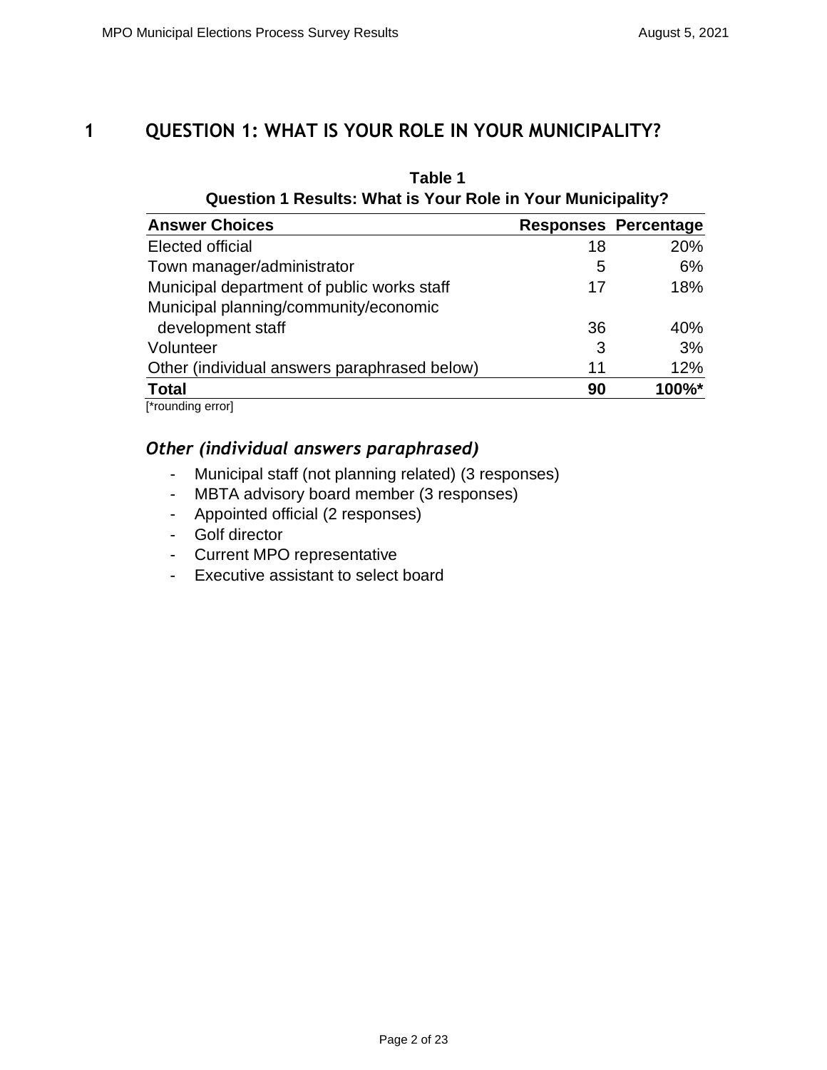# 1 QUESTION 1: WHAT IS YOUR ROLE IN YOUR MUNICIPALITY?

**Table 1**
**Question 1 Results: What is Your Role in Your Municipality?**

| Answer Choices | Responses | Percentage |
|---|---|---|
| Elected official | 18 | 20% |
| Town manager/administrator | 5 | 6% |
| Municipal department of public works staff | 17 | 18% |
| Municipal planning/community/economic development staff | 36 | 40% |
| Volunteer | 3 | 3% |
| Other (individual answers paraphrased below) | 11 | 12% |
| **Total** | **90** | **100%*** |

[*rounding error]

### *Other (individual answers paraphrased)*

- Municipal staff (not planning related) (3 responses)
- MBTA advisory board member (3 responses)
- Appointed official (2 responses)
- Golf director
- Current MPO representative
- Executive assistant to select board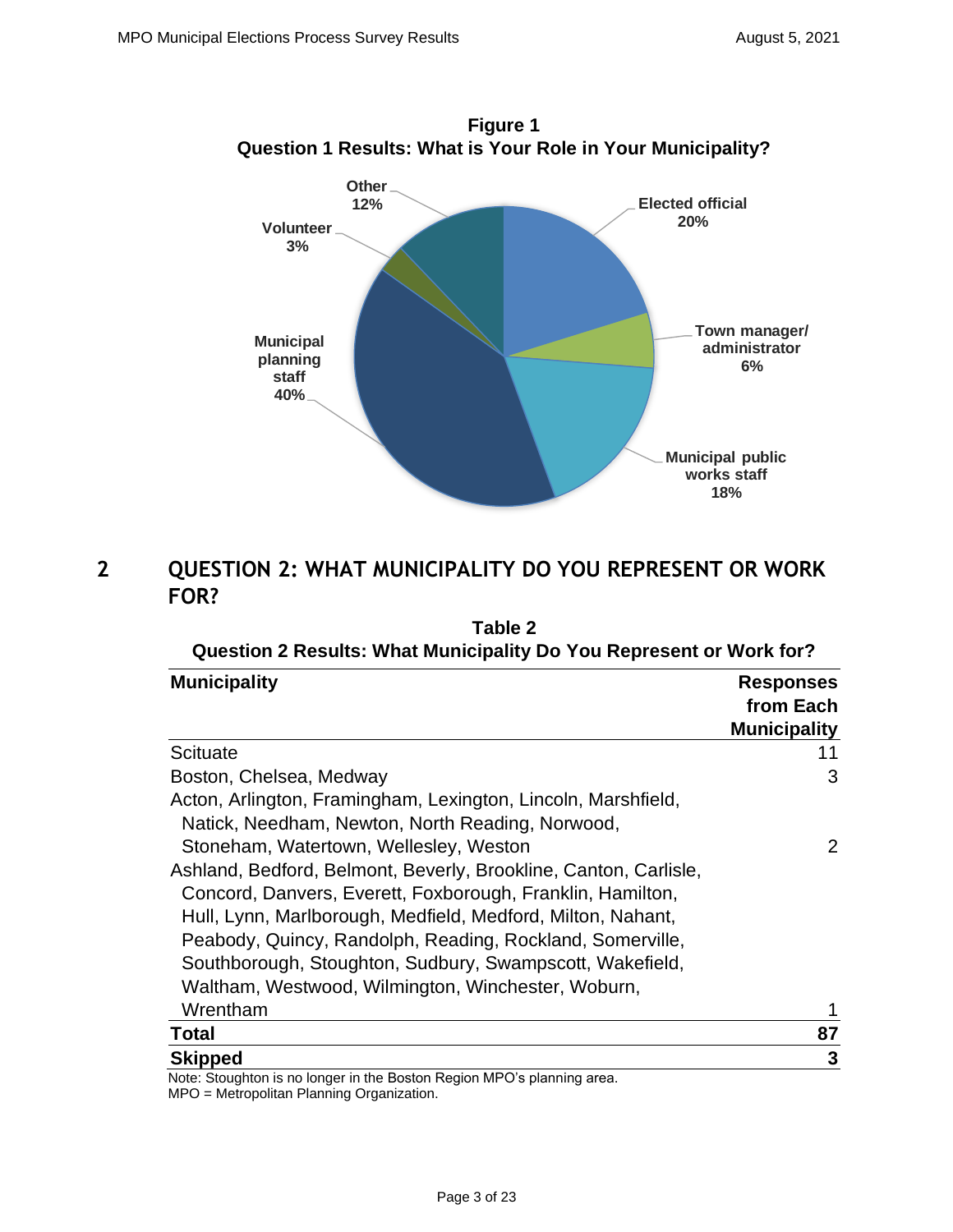**Figure 1**
**Question 1 Results: What is Your Role in Your Municipality?**

Other 12%
Elected official 20%
Volunteer 3%
Town manager/ administrator 6%
Municipal planning staff 40%
Municipal public works staff 18%

## 2 QUESTION 2: WHAT MUNICIPALITY DO YOU REPRESENT OR WORK FOR?

**Table 2**
**Question 2 Results: What Municipality Do You Represent or Work for?**

| Municipality | Responses from Each Municipality |
|---|---|
| Scituate | 11 |
| Boston, Chelsea, Medway | 3 |
| Acton, Arlington, Framingham, Lexington, Lincoln, Marshfield, Natick, Needham, Newton, North Reading, Norwood, Stoneham, Watertown, Wellesley, Weston | 2 |
| Ashland, Bedford, Belmont, Beverly, Brookline, Canton, Carlisle, Concord, Danvers, Everett, Foxborough, Franklin, Hamilton, Hull, Lynn, Marlborough, Medfield, Medford, Milton, Nahant, Peabody, Quincy, Randolph, Reading, Rockland, Somerville, Southborough, Stoughton, Sudbury, Swampscott, Wakefield, Waltham, Westwood, Wilmington, Winchester, Woburn, Wrentham | 1 |
| **Total** | **87** |
| **Skipped** | **3** |

Note: Stoughton is no longer in the Boston Region MPO's planning area.
MPO = Metropolitan Planning Organization.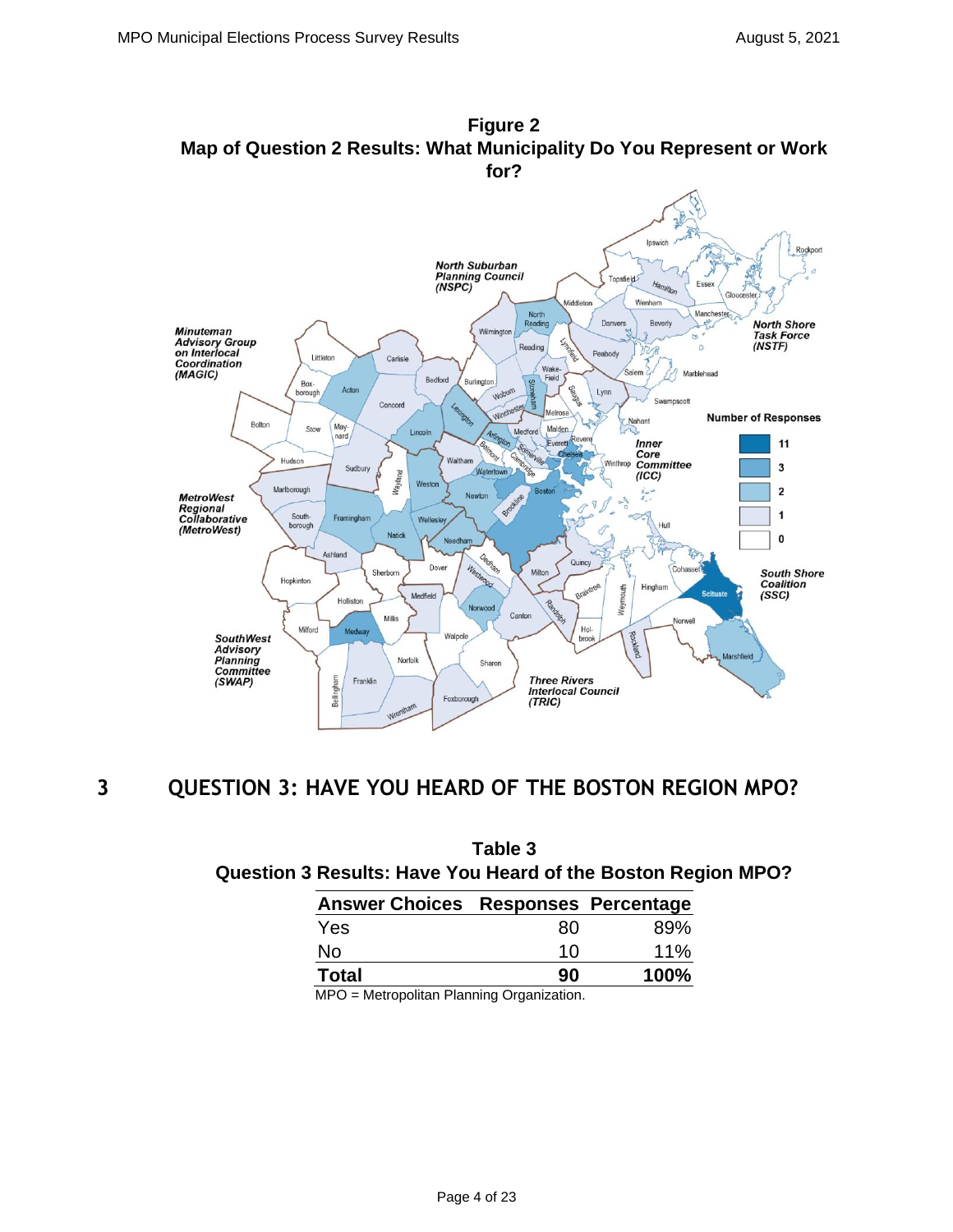**Figure 2**
**Map of Question 2 Results: What Municipality Do You Represent or Work for?**

# 3 QUESTION 3: HAVE YOU HEARD OF THE BOSTON REGION MPO?

**Table 3**
**Question 3 Results: Have You Heard of the Boston Region MPO?**

| Answer Choices | Responses | Percentage |
|---|---|---|
| Yes | 80 | 89% |
| No | 10 | 11% |
| **Total** | **90** | **100%** |

MPO = Metropolitan Planning Organization.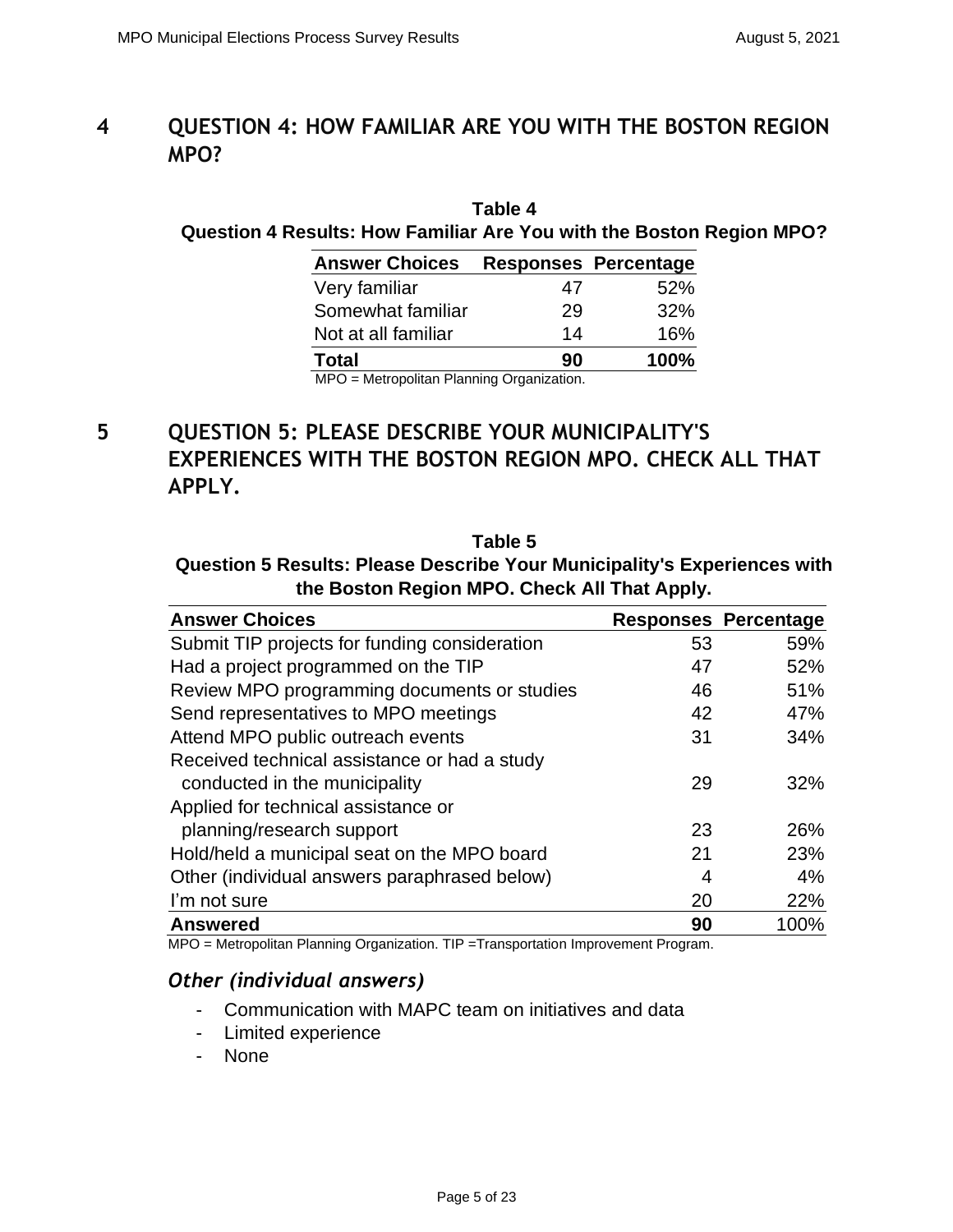# 4 QUESTION 4: HOW FAMILIAR ARE YOU WITH THE BOSTON REGION MPO?

**Table 4**
**Question 4 Results: How Familiar Are You with the Boston Region MPO?**

| Answer Choices | Responses | Percentage |
|---|---|---|
| Very familiar | 47 | 52% |
| Somewhat familiar | 29 | 32% |
| Not at all familiar | 14 | 16% |
| **Total** | **90** | **100%** |

MPO = Metropolitan Planning Organization.

# 5 QUESTION 5: PLEASE DESCRIBE YOUR MUNICIPALITY'S EXPERIENCES WITH THE BOSTON REGION MPO. CHECK ALL THAT APPLY.

**Table 5**
**Question 5 Results: Please Describe Your Municipality's Experiences with the Boston Region MPO. Check All That Apply.**

| Answer Choices | Responses | Percentage |
|---|---|---|
| Submit TIP projects for funding consideration | 53 | 59% |
| Had a project programmed on the TIP | 47 | 52% |
| Review MPO programming documents or studies | 46 | 51% |
| Send representatives to MPO meetings | 42 | 47% |
| Attend MPO public outreach events | 31 | 34% |
| Received technical assistance or had a study conducted in the municipality | 29 | 32% |
| Applied for technical assistance or planning/research support | 23 | 26% |
| Hold/held a municipal seat on the MPO board | 21 | 23% |
| Other (individual answers paraphrased below) | 4 | 4% |
| I'm not sure | 20 | 22% |
| **Answered** | **90** | 100% |

MPO = Metropolitan Planning Organization. TIP =Transportation Improvement Program.

### *Other (individual answers)*

- Communication with MAPC team on initiatives and data
- Limited experience
- None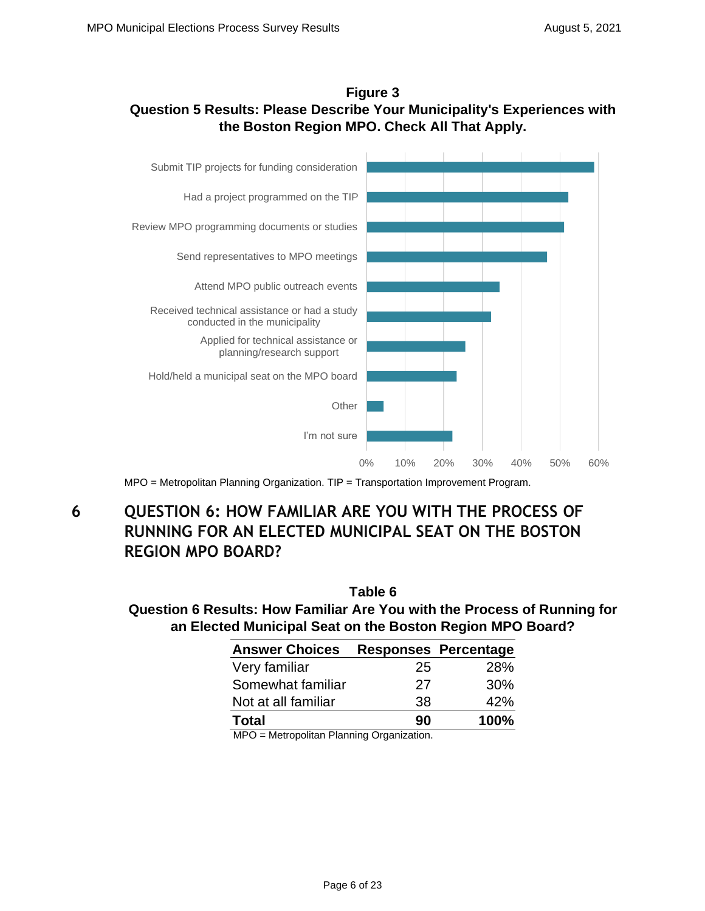**Figure 3**
**Question 5 Results: Please Describe Your Municipality's Experiences with the Boston Region MPO. Check All That Apply.**

Submit TIP projects for funding consideration

Had a project programmed on the TIP

Review MPO programming documents or studies

Send representatives to MPO meetings

Attend MPO public outreach events

Received technical assistance or had a study conducted in the municipality

Applied for technical assistance or planning/research support

Hold/held a municipal seat on the MPO board

Other

I'm not sure

0% 10% 20% 30% 40% 50% 60%

MPO = Metropolitan Planning Organization. TIP = Transportation Improvement Program.

# 6 QUESTION 6: HOW FAMILIAR ARE YOU WITH THE PROCESS OF RUNNING FOR AN ELECTED MUNICIPAL SEAT ON THE BOSTON REGION MPO BOARD?

**Table 6**
**Question 6 Results: How Familiar Are You with the Process of Running for an Elected Municipal Seat on the Boston Region MPO Board?**

| Answer Choices | Responses | Percentage |
|---|---|---|
| Very familiar | 25 | 28% |
| Somewhat familiar | 27 | 30% |
| Not at all familiar | 38 | 42% |
| **Total** | **90** | **100%** |

MPO = Metropolitan Planning Organization.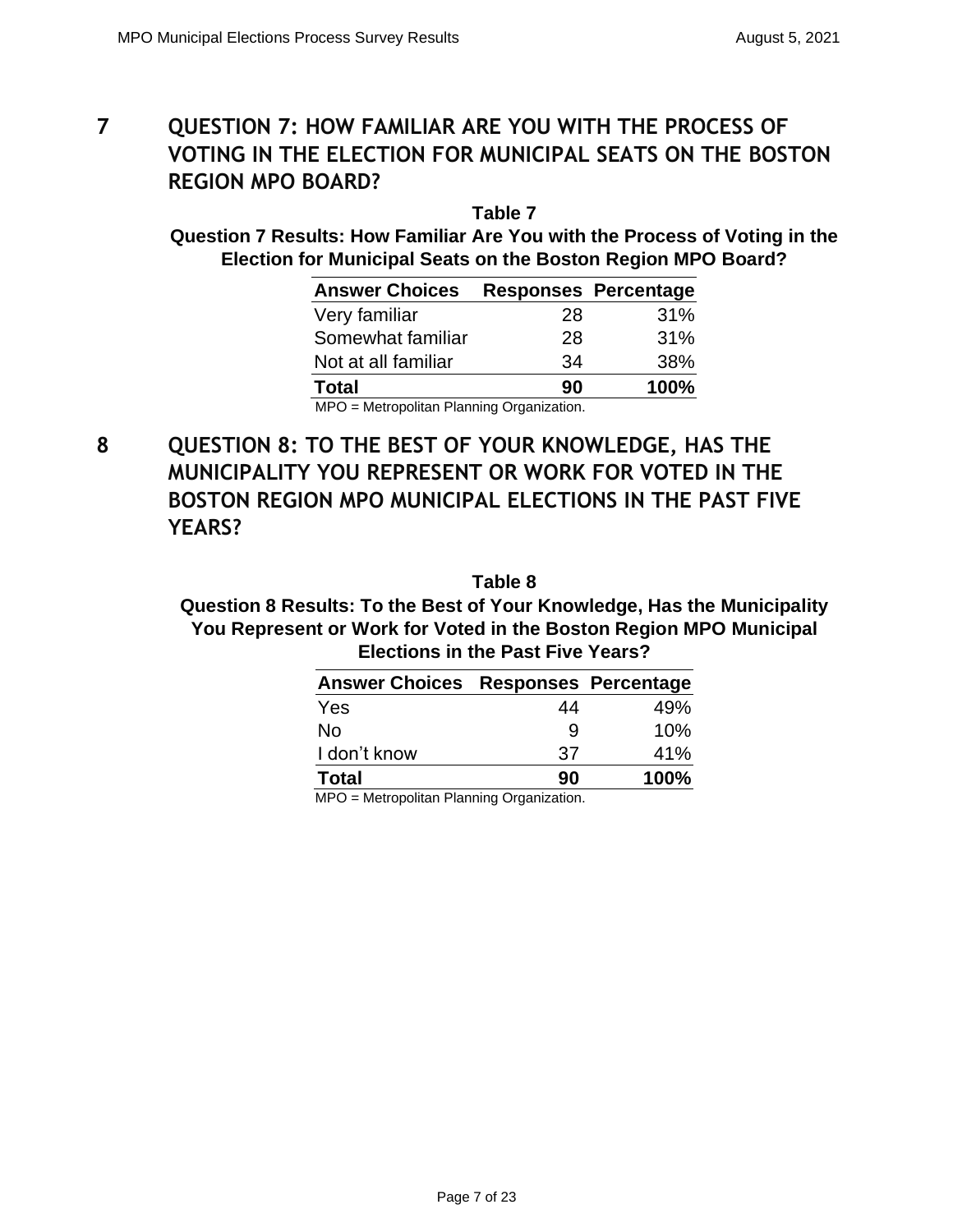# 7 QUESTION 7: HOW FAMILIAR ARE YOU WITH THE PROCESS OF VOTING IN THE ELECTION FOR MUNICIPAL SEATS ON THE BOSTON REGION MPO BOARD?

**Table 7**

**Question 7 Results: How Familiar Are You with the Process of Voting in the Election for Municipal Seats on the Boston Region MPO Board?**

| Answer Choices | Responses | Percentage |
|---|---|---|
| Very familiar | 28 | 31% |
| Somewhat familiar | 28 | 31% |
| Not at all familiar | 34 | 38% |
| **Total** | **90** | **100%** |

MPO = Metropolitan Planning Organization.

# 8 QUESTION 8: TO THE BEST OF YOUR KNOWLEDGE, HAS THE MUNICIPALITY YOU REPRESENT OR WORK FOR VOTED IN THE BOSTON REGION MPO MUNICIPAL ELECTIONS IN THE PAST FIVE YEARS?

**Table 8**

**Question 8 Results: To the Best of Your Knowledge, Has the Municipality You Represent or Work for Voted in the Boston Region MPO Municipal Elections in the Past Five Years?**

| Answer Choices | Responses | Percentage |
|---|---|---|
| Yes | 44 | 49% |
| No | 9 | 10% |
| I don't know | 37 | 41% |
| **Total** | **90** | **100%** |

MPO = Metropolitan Planning Organization.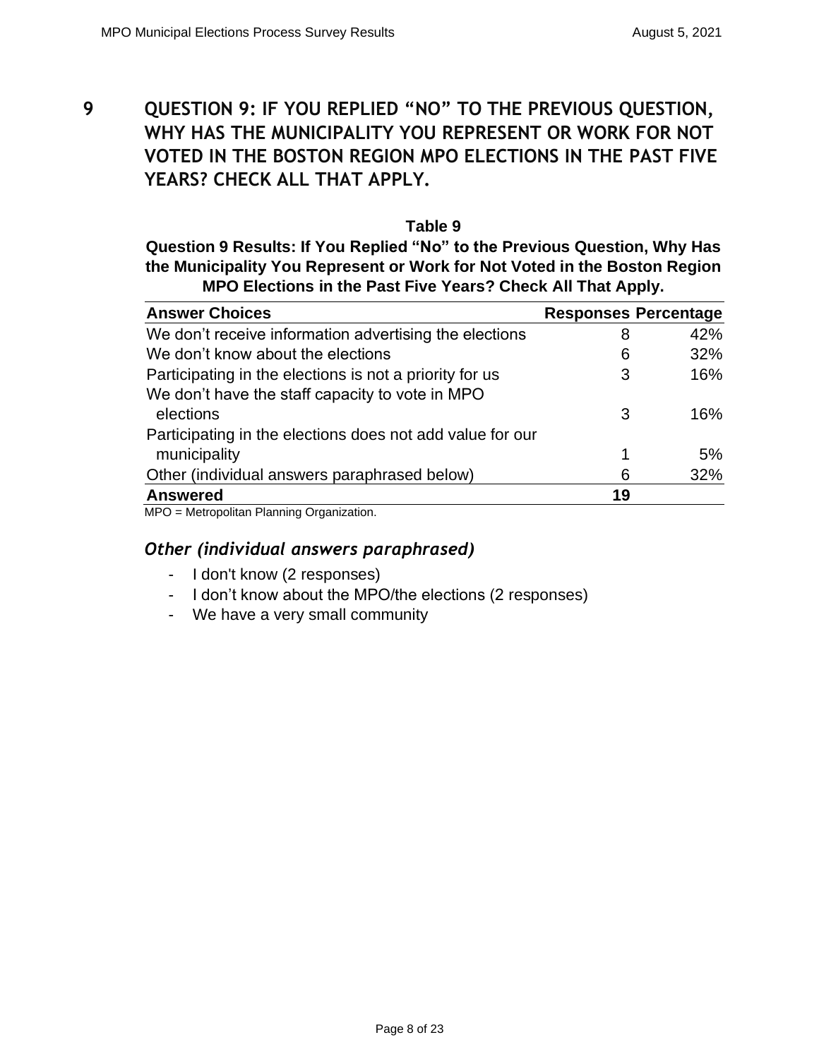# 9 QUESTION 9: IF YOU REPLIED "NO" TO THE PREVIOUS QUESTION, WHY HAS THE MUNICIPALITY YOU REPRESENT OR WORK FOR NOT VOTED IN THE BOSTON REGION MPO ELECTIONS IN THE PAST FIVE YEARS? CHECK ALL THAT APPLY.

**Table 9**

**Question 9 Results: If You Replied "No" to the Previous Question, Why Has the Municipality You Represent or Work for Not Voted in the Boston Region MPO Elections in the Past Five Years? Check All That Apply.**

| Answer Choices | Responses | Percentage |
|---|---|---|
| We don't receive information advertising the elections | 8 | 42% |
| We don't know about the elections | 6 | 32% |
| Participating in the elections is not a priority for us | 3 | 16% |
| We don't have the staff capacity to vote in MPO elections | 3 | 16% |
| Participating in the elections does not add value for our municipality | 1 | 5% |
| Other (individual answers paraphrased below) | 6 | 32% |
| **Answered** | **19** | |

MPO = Metropolitan Planning Organization.

### *Other (individual answers paraphrased)*

- I don't know (2 responses)
- I don't know about the MPO/the elections (2 responses)
- We have a very small community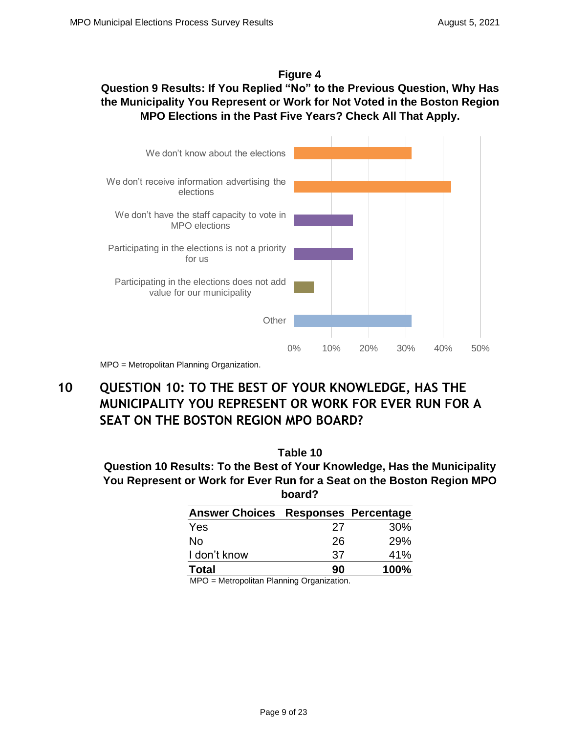**Figure 4**
**Question 9 Results: If You Replied "No" to the Previous Question, Why Has the Municipality You Represent or Work for Not Voted in the Boston Region MPO Elections in the Past Five Years? Check All That Apply.**

We don't know about the elections

We don't receive information advertising the elections

We don't have the staff capacity to vote in MPO elections

Participating in the elections is not a priority for us

Participating in the elections does not add value for our municipality

Other

0% 10% 20% 30% 40% 50%

MPO = Metropolitan Planning Organization.

# 10 QUESTION 10: TO THE BEST OF YOUR KNOWLEDGE, HAS THE MUNICIPALITY YOU REPRESENT OR WORK FOR EVER RUN FOR A SEAT ON THE BOSTON REGION MPO BOARD?

**Table 10**
**Question 10 Results: To the Best of Your Knowledge, Has the Municipality You Represent or Work for Ever Run for a Seat on the Boston Region MPO board?**

| Answer Choices | Responses | Percentage |
|---|---|---|
| Yes | 27 | 30% |
| No | 26 | 29% |
| I don't know | 37 | 41% |
| **Total** | **90** | **100%** |

MPO = Metropolitan Planning Organization.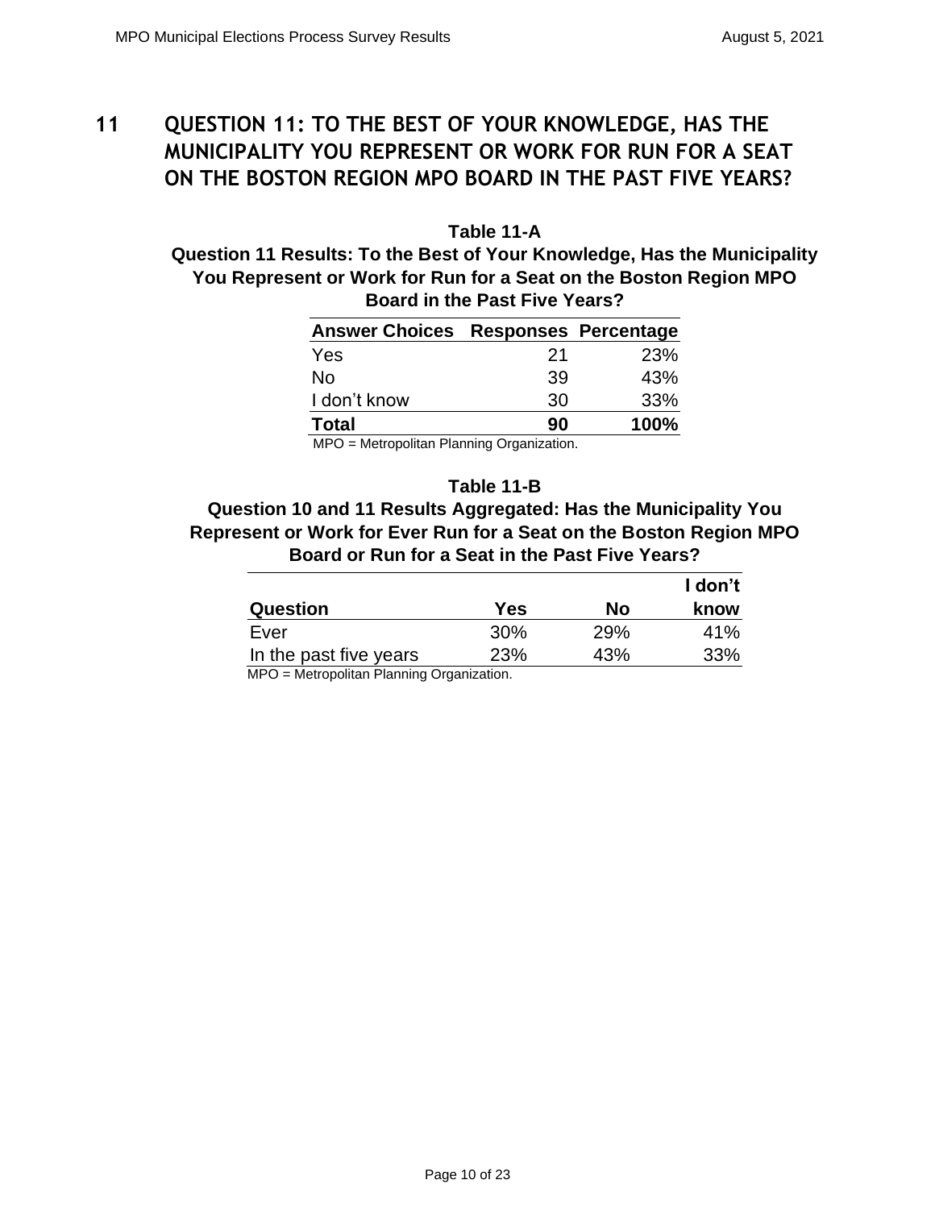# 11 QUESTION 11: TO THE BEST OF YOUR KNOWLEDGE, HAS THE MUNICIPALITY YOU REPRESENT OR WORK FOR RUN FOR A SEAT ON THE BOSTON REGION MPO BOARD IN THE PAST FIVE YEARS?

**Table 11-A**
**Question 11 Results: To the Best of Your Knowledge, Has the Municipality You Represent or Work for Run for a Seat on the Boston Region MPO Board in the Past Five Years?**

| Answer Choices | Responses | Percentage |
|---|---|---|
| Yes | 21 | 23% |
| No | 39 | 43% |
| I don't know | 30 | 33% |
| **Total** | **90** | **100%** |

MPO = Metropolitan Planning Organization.

**Table 11-B**
**Question 10 and 11 Results Aggregated: Has the Municipality You Represent or Work for Ever Run for a Seat on the Boston Region MPO Board or Run for a Seat in the Past Five Years?**

| Question | Yes | No | I don't know |
|---|---|---|---|
| Ever | 30% | 29% | 41% |
| In the past five years | 23% | 43% | 33% |

MPO = Metropolitan Planning Organization.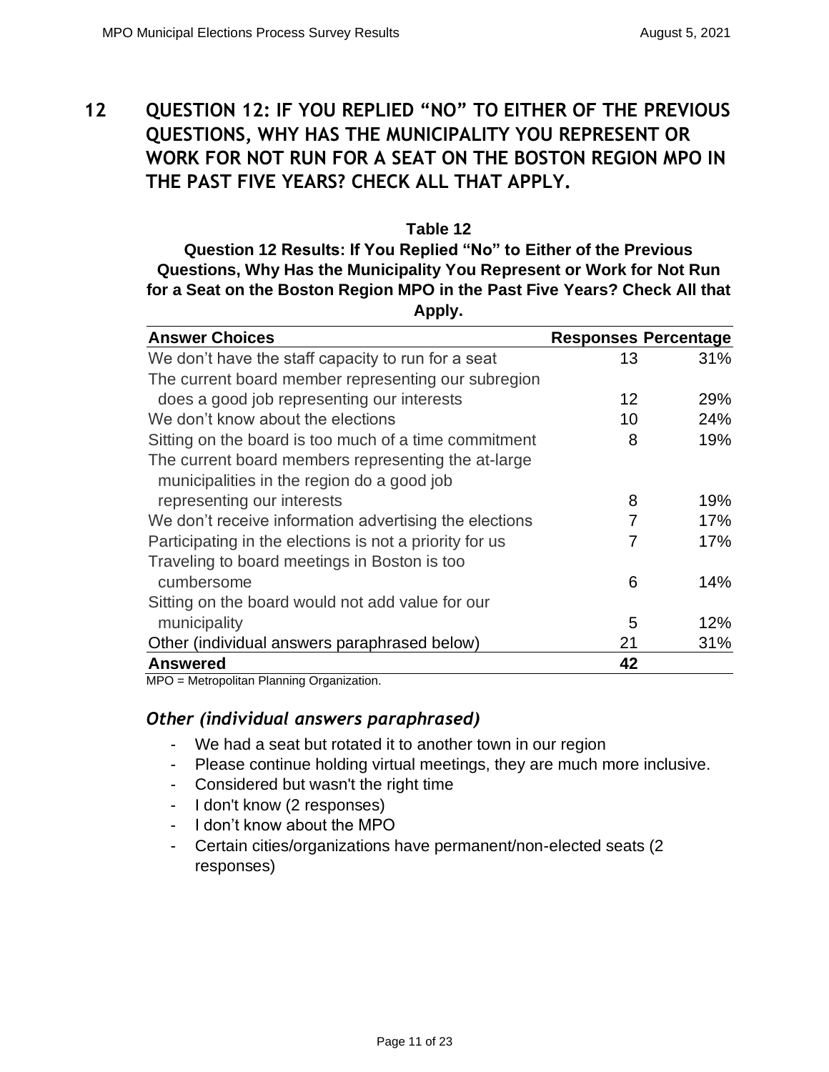# 12 QUESTION 12: IF YOU REPLIED "NO" TO EITHER OF THE PREVIOUS QUESTIONS, WHY HAS THE MUNICIPALITY YOU REPRESENT OR WORK FOR NOT RUN FOR A SEAT ON THE BOSTON REGION MPO IN THE PAST FIVE YEARS? CHECK ALL THAT APPLY.

**Table 12**

**Question 12 Results: If You Replied "No" to Either of the Previous Questions, Why Has the Municipality You Represent or Work for Not Run for a Seat on the Boston Region MPO in the Past Five Years? Check All that Apply.**

| Answer Choices | Responses | Percentage |
|---|---|---|
| We don't have the staff capacity to run for a seat | 13 | 31% |
| The current board member representing our subregion does a good job representing our interests | 12 | 29% |
| We don't know about the elections | 10 | 24% |
| Sitting on the board is too much of a time commitment | 8 | 19% |
| The current board members representing the at-large municipalities in the region do a good job representing our interests | 8 | 19% |
| We don't receive information advertising the elections | 7 | 17% |
| Participating in the elections is not a priority for us | 7 | 17% |
| Traveling to board meetings in Boston is too cumbersome | 6 | 14% |
| Sitting on the board would not add value for our municipality | 5 | 12% |
| Other (individual answers paraphrased below) | 21 | 31% |
| **Answered** | **42** | |

MPO = Metropolitan Planning Organization.

### *Other (individual answers paraphrased)*

- We had a seat but rotated it to another town in our region
- Please continue holding virtual meetings, they are much more inclusive.
- Considered but wasn't the right time
- I don't know (2 responses)
- I don't know about the MPO
- Certain cities/organizations have permanent/non-elected seats (2 responses)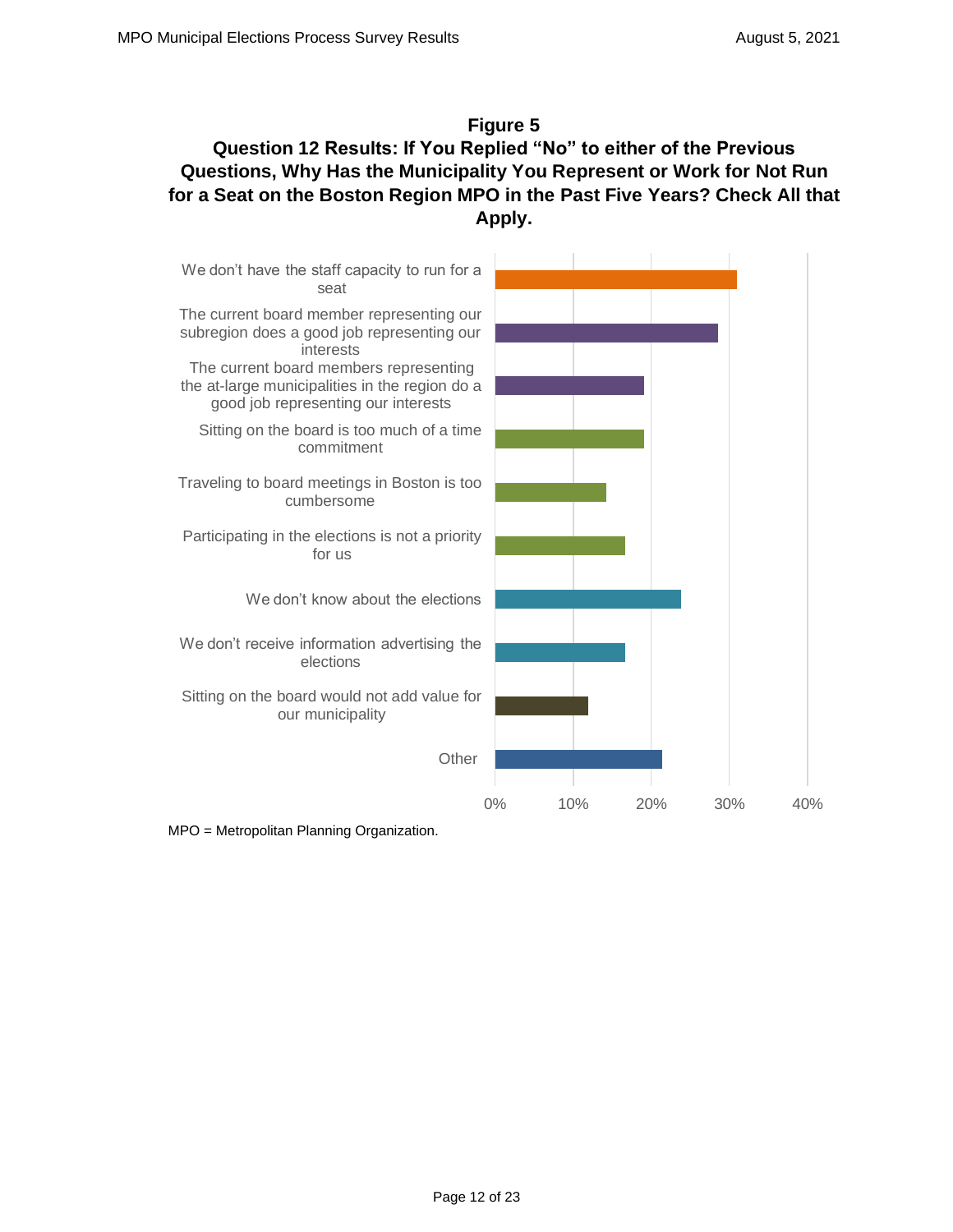**Figure 5**
**Question 12 Results: If You Replied "No" to either of the Previous Questions, Why Has the Municipality You Represent or Work for Not Run for a Seat on the Boston Region MPO in the Past Five Years? Check All that Apply.**

We don't have the staff capacity to run for a seat

The current board member representing our subregion does a good job representing our interests

The current board members representing the at-large municipalities in the region do a good job representing our interests

Sitting on the board is too much of a time commitment

Traveling to board meetings in Boston is too cumbersome

Participating in the elections is not a priority for us

We don't know about the elections

We don't receive information advertising the elections

Sitting on the board would not add value for our municipality

Other

0% 10% 20% 30% 40%

MPO = Metropolitan Planning Organization.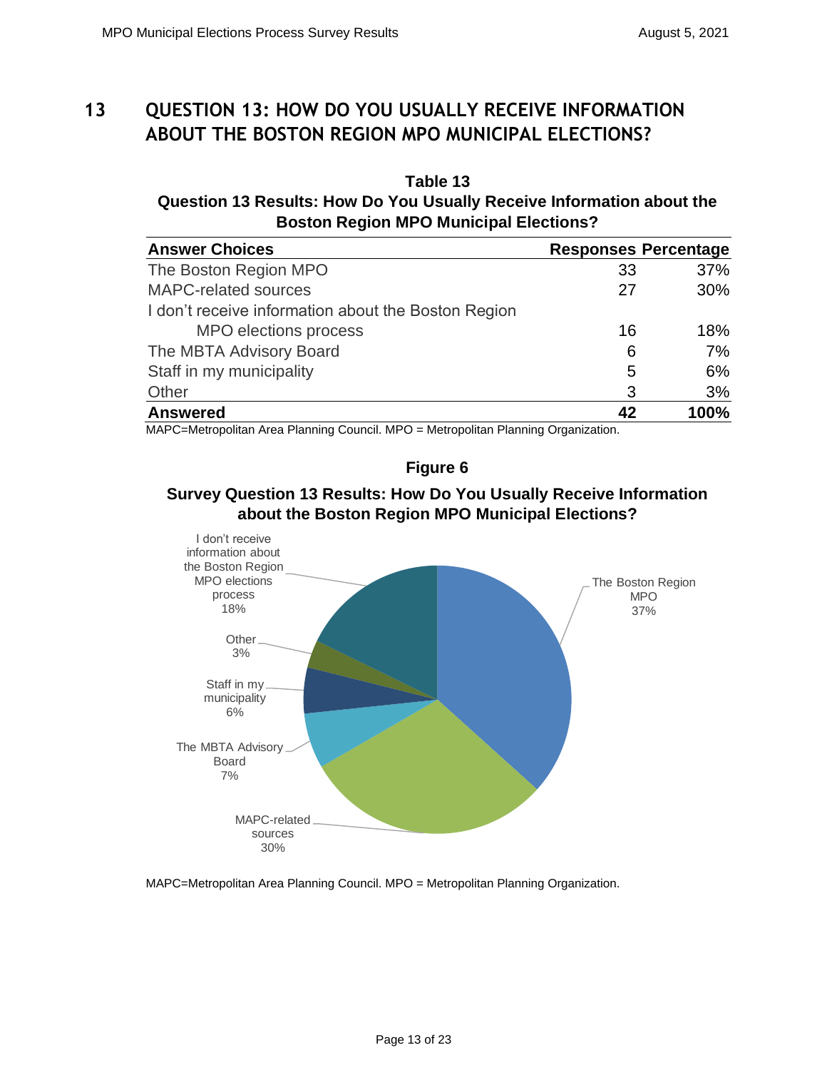# 13 QUESTION 13: HOW DO YOU USUALLY RECEIVE INFORMATION ABOUT THE BOSTON REGION MPO MUNICIPAL ELECTIONS?

**Table 13**
**Question 13 Results: How Do You Usually Receive Information about the Boston Region MPO Municipal Elections?**

| Answer Choices | Responses | Percentage |
|---|---|---|
| The Boston Region MPO | 33 | 37% |
| MAPC-related sources | 27 | 30% |
| I don't receive information about the Boston Region MPO elections process | 16 | 18% |
| The MBTA Advisory Board | 6 | 7% |
| Staff in my municipality | 5 | 6% |
| Other | 3 | 3% |
| **Answered** | **42** | **100%** |

MAPC=Metropolitan Area Planning Council. MPO = Metropolitan Planning Organization.

**Figure 6**
**Survey Question 13 Results: How Do You Usually Receive Information about the Boston Region MPO Municipal Elections?**

- The Boston Region MPO 37%
- MAPC-related sources 30%
- The MBTA Advisory Board 7%
- Staff in my municipality 6%
- Other 3%
- I don't receive information about the Boston Region MPO elections process 18%

MAPC=Metropolitan Area Planning Council. MPO = Metropolitan Planning Organization.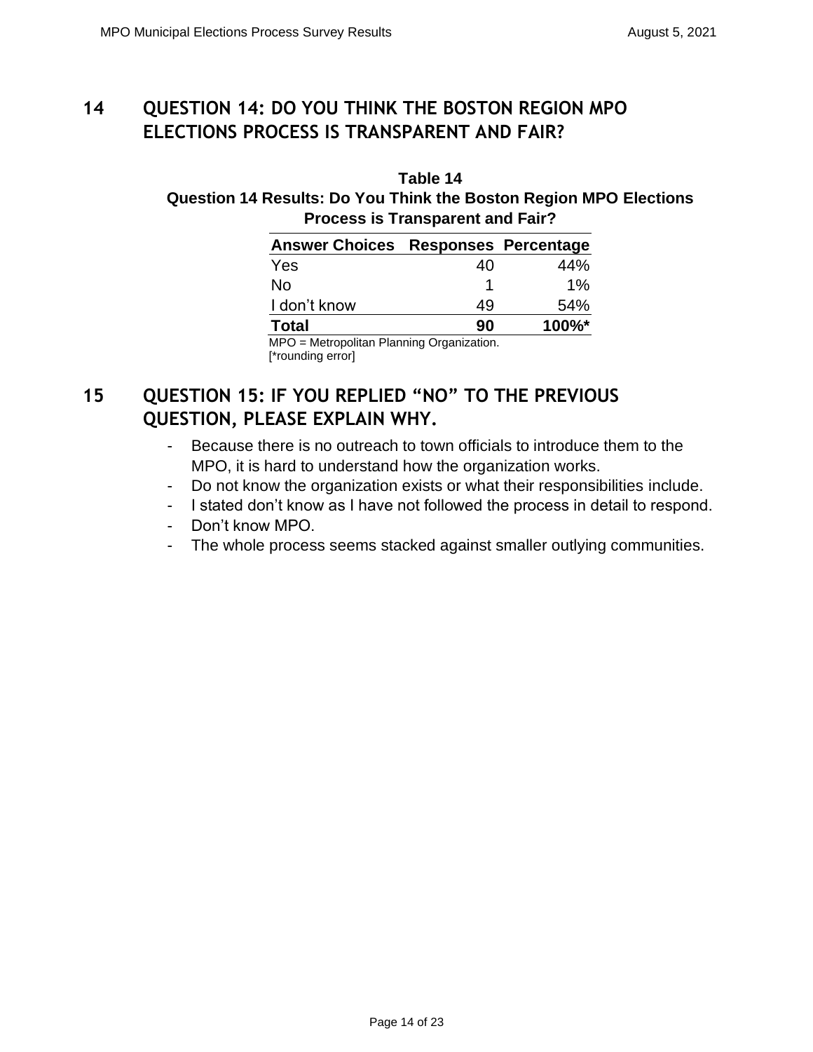# 14 QUESTION 14: DO YOU THINK THE BOSTON REGION MPO ELECTIONS PROCESS IS TRANSPARENT AND FAIR?

**Table 14**
**Question 14 Results: Do You Think the Boston Region MPO Elections Process is Transparent and Fair?**

| Answer Choices | Responses | Percentage |
|---|---|---|
| Yes | 40 | 44% |
| No | 1 | 1% |
| I don't know | 49 | 54% |
| **Total** | **90** | **100%*** |

MPO = Metropolitan Planning Organization.
[*rounding error]

# 15 QUESTION 15: IF YOU REPLIED "NO" TO THE PREVIOUS QUESTION, PLEASE EXPLAIN WHY.

- Because there is no outreach to town officials to introduce them to the MPO, it is hard to understand how the organization works.
- Do not know the organization exists or what their responsibilities include.
- I stated don't know as I have not followed the process in detail to respond.
- Don't know MPO.
- The whole process seems stacked against smaller outlying communities.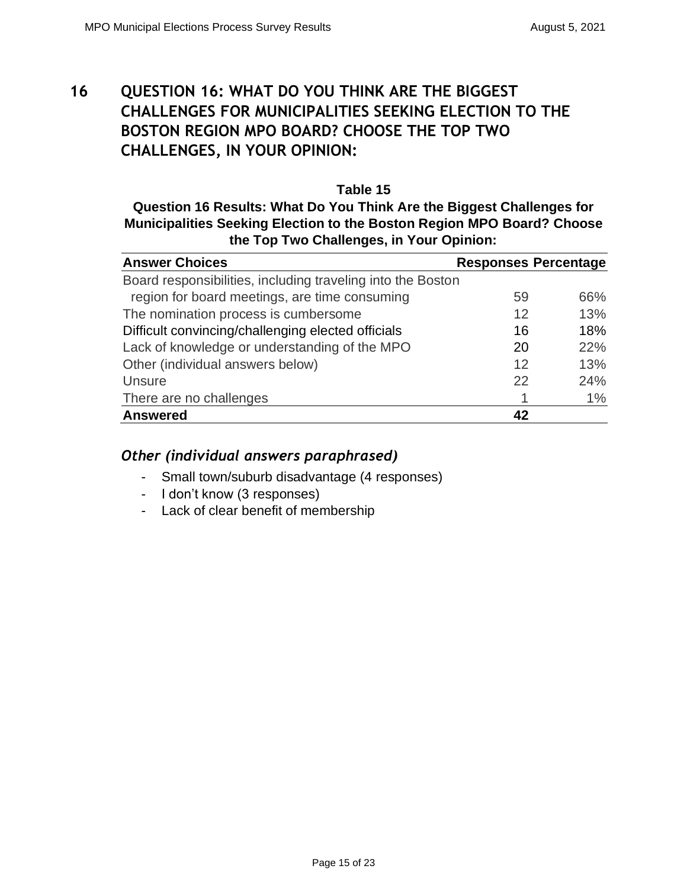# 16 QUESTION 16: WHAT DO YOU THINK ARE THE BIGGEST CHALLENGES FOR MUNICIPALITIES SEEKING ELECTION TO THE BOSTON REGION MPO BOARD? CHOOSE THE TOP TWO CHALLENGES, IN YOUR OPINION:

**Table 15**
**Question 16 Results: What Do You Think Are the Biggest Challenges for Municipalities Seeking Election to the Boston Region MPO Board? Choose the Top Two Challenges, in Your Opinion:**

| Answer Choices | Responses | Percentage |
|---|---|---|
| Board responsibilities, including traveling into the Boston region for board meetings, are time consuming | 59 | 66% |
| The nomination process is cumbersome | 12 | 13% |
| Difficult convincing/challenging elected officials | 16 | 18% |
| Lack of knowledge or understanding of the MPO | 20 | 22% |
| Other (individual answers below) | 12 | 13% |
| Unsure | 22 | 24% |
| There are no challenges | 1 | 1% |
| **Answered** | **42** | |

### *Other (individual answers paraphrased)*

- Small town/suburb disadvantage (4 responses)
- I don't know (3 responses)
- Lack of clear benefit of membership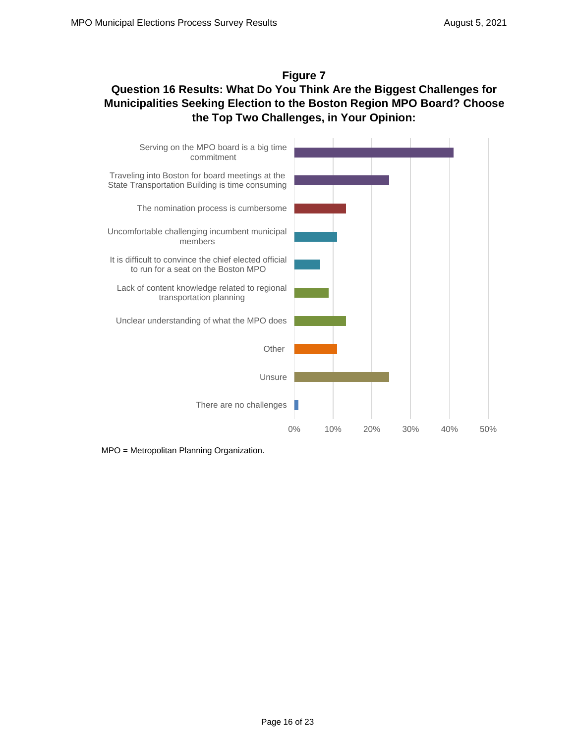**Figure 7**
**Question 16 Results: What Do You Think Are the Biggest Challenges for Municipalities Seeking Election to the Boston Region MPO Board? Choose the Top Two Challenges, in Your Opinion:**

Serving on the MPO board is a big time commitment

Traveling into Boston for board meetings at the State Transportation Building is time consuming

The nomination process is cumbersome

Uncomfortable challenging incumbent municipal members

It is difficult to convince the chief elected official to run for a seat on the Boston MPO

Lack of content knowledge related to regional transportation planning

Unclear understanding of what the MPO does

Other

Unsure

There are no challenges

0% 10% 20% 30% 40% 50%

MPO = Metropolitan Planning Organization.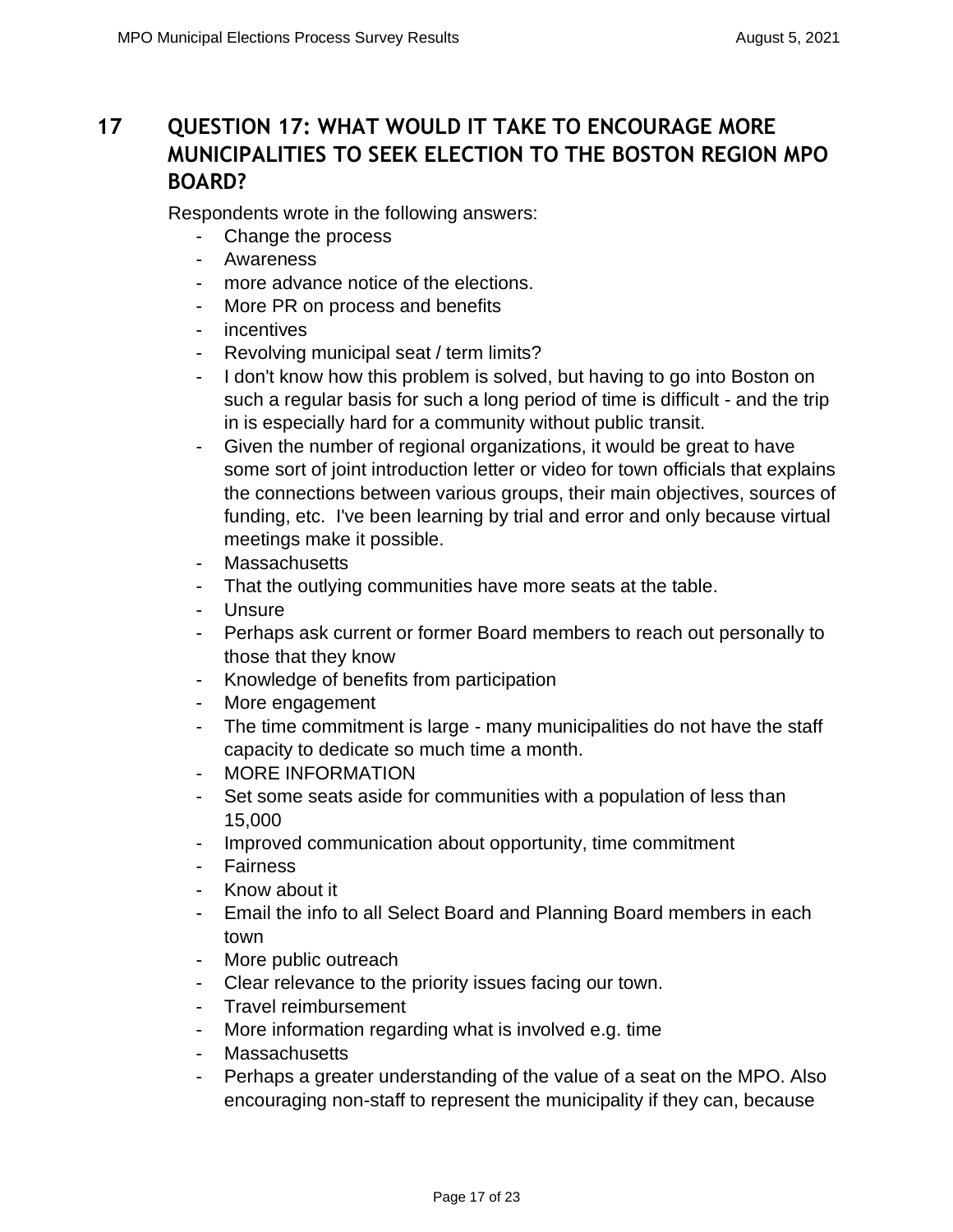# 17 QUESTION 17: WHAT WOULD IT TAKE TO ENCOURAGE MORE MUNICIPALITIES TO SEEK ELECTION TO THE BOSTON REGION MPO BOARD?

Respondents wrote in the following answers:

- Change the process
- Awareness
- more advance notice of the elections.
- More PR on process and benefits
- incentives
- Revolving municipal seat / term limits?
- I don't know how this problem is solved, but having to go into Boston on such a regular basis for such a long period of time is difficult - and the trip in is especially hard for a community without public transit.
- Given the number of regional organizations, it would be great to have some sort of joint introduction letter or video for town officials that explains the connections between various groups, their main objectives, sources of funding, etc.  I've been learning by trial and error and only because virtual meetings make it possible.
- Massachusetts
- That the outlying communities have more seats at the table.
- Unsure
- Perhaps ask current or former Board members to reach out personally to those that they know
- Knowledge of benefits from participation
- More engagement
- The time commitment is large - many municipalities do not have the staff capacity to dedicate so much time a month.
- MORE INFORMATION
- Set some seats aside for communities with a population of less than 15,000
- Improved communication about opportunity, time commitment
- Fairness
- Know about it
- Email the info to all Select Board and Planning Board members in each town
- More public outreach
- Clear relevance to the priority issues facing our town.
- Travel reimbursement
- More information regarding what is involved e.g. time
- Massachusetts
- Perhaps a greater understanding of the value of a seat on the MPO. Also encouraging non-staff to represent the municipality if they can, because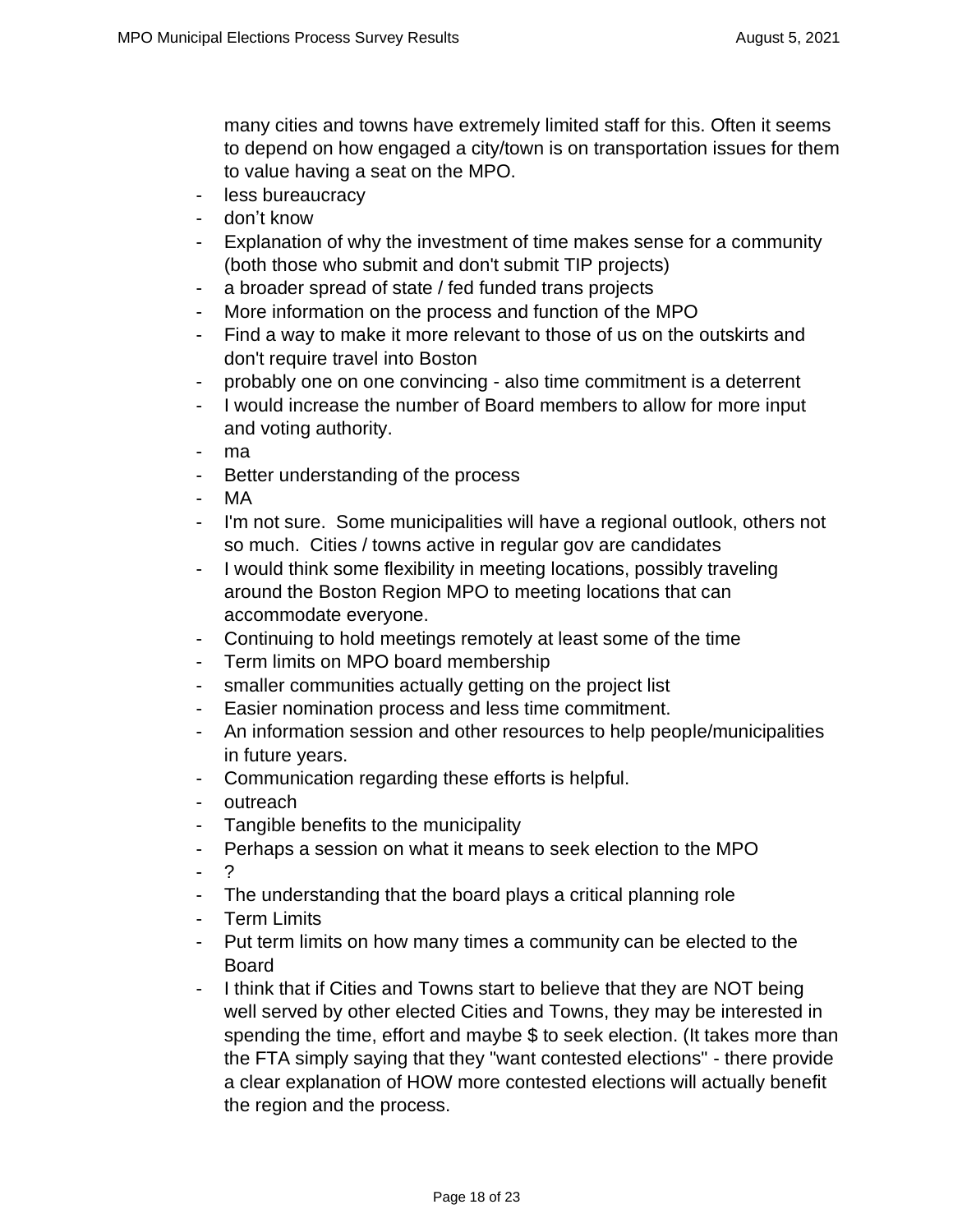many cities and towns have extremely limited staff for this. Often it seems to depend on how engaged a city/town is on transportation issues for them to value having a seat on the MPO.

- less bureaucracy
- don't know
- Explanation of why the investment of time makes sense for a community (both those who submit and don't submit TIP projects)
- a broader spread of state / fed funded trans projects
- More information on the process and function of the MPO
- Find a way to make it more relevant to those of us on the outskirts and don't require travel into Boston
- probably one on one convincing - also time commitment is a deterrent
- I would increase the number of Board members to allow for more input and voting authority.
- ma
- Better understanding of the process
- MA
- I'm not sure.  Some municipalities will have a regional outlook, others not so much.  Cities / towns active in regular gov are candidates
- I would think some flexibility in meeting locations, possibly traveling around the Boston Region MPO to meeting locations that can accommodate everyone.
- Continuing to hold meetings remotely at least some of the time
- Term limits on MPO board membership
- smaller communities actually getting on the project list
- Easier nomination process and less time commitment.
- An information session and other resources to help people/municipalities in future years.
- Communication regarding these efforts is helpful.
- outreach
- Tangible benefits to the municipality
- Perhaps a session on what it means to seek election to the MPO
- ?
- The understanding that the board plays a critical planning role
- Term Limits
- Put term limits on how many times a community can be elected to the Board
- I think that if Cities and Towns start to believe that they are NOT being well served by other elected Cities and Towns, they may be interested in spending the time, effort and maybe $ to seek election. (It takes more than the FTA simply saying that they "want contested elections" - there provide a clear explanation of HOW more contested elections will actually benefit the region and the process.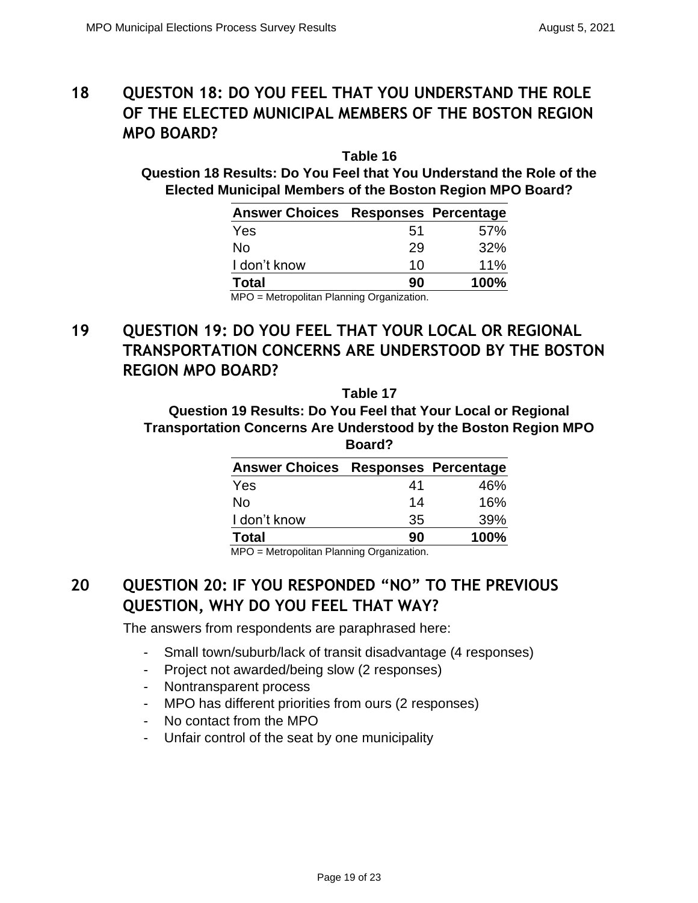## 18 QUESTON 18: DO YOU FEEL THAT YOU UNDERSTAND THE ROLE OF THE ELECTED MUNICIPAL MEMBERS OF THE BOSTON REGION MPO BOARD?

**Table 16**

**Question 18 Results: Do You Feel that You Understand the Role of the Elected Municipal Members of the Boston Region MPO Board?**

| Answer Choices | Responses | Percentage |
|---|---|---|
| Yes | 51 | 57% |
| No | 29 | 32% |
| I don't know | 10 | 11% |
| **Total** | **90** | **100%** |

MPO = Metropolitan Planning Organization.

## 19 QUESTION 19: DO YOU FEEL THAT YOUR LOCAL OR REGIONAL TRANSPORTATION CONCERNS ARE UNDERSTOOD BY THE BOSTON REGION MPO BOARD?

**Table 17**

**Question 19 Results: Do You Feel that Your Local or Regional Transportation Concerns Are Understood by the Boston Region MPO Board?**

| Answer Choices | Responses | Percentage |
|---|---|---|
| Yes | 41 | 46% |
| No | 14 | 16% |
| I don't know | 35 | 39% |
| **Total** | **90** | **100%** |

MPO = Metropolitan Planning Organization.

## 20 QUESTION 20: IF YOU RESPONDED "NO" TO THE PREVIOUS QUESTION, WHY DO YOU FEEL THAT WAY?

The answers from respondents are paraphrased here:

- Small town/suburb/lack of transit disadvantage (4 responses)
- Project not awarded/being slow (2 responses)
- Nontransparent process
- MPO has different priorities from ours (2 responses)
- No contact from the MPO
- Unfair control of the seat by one municipality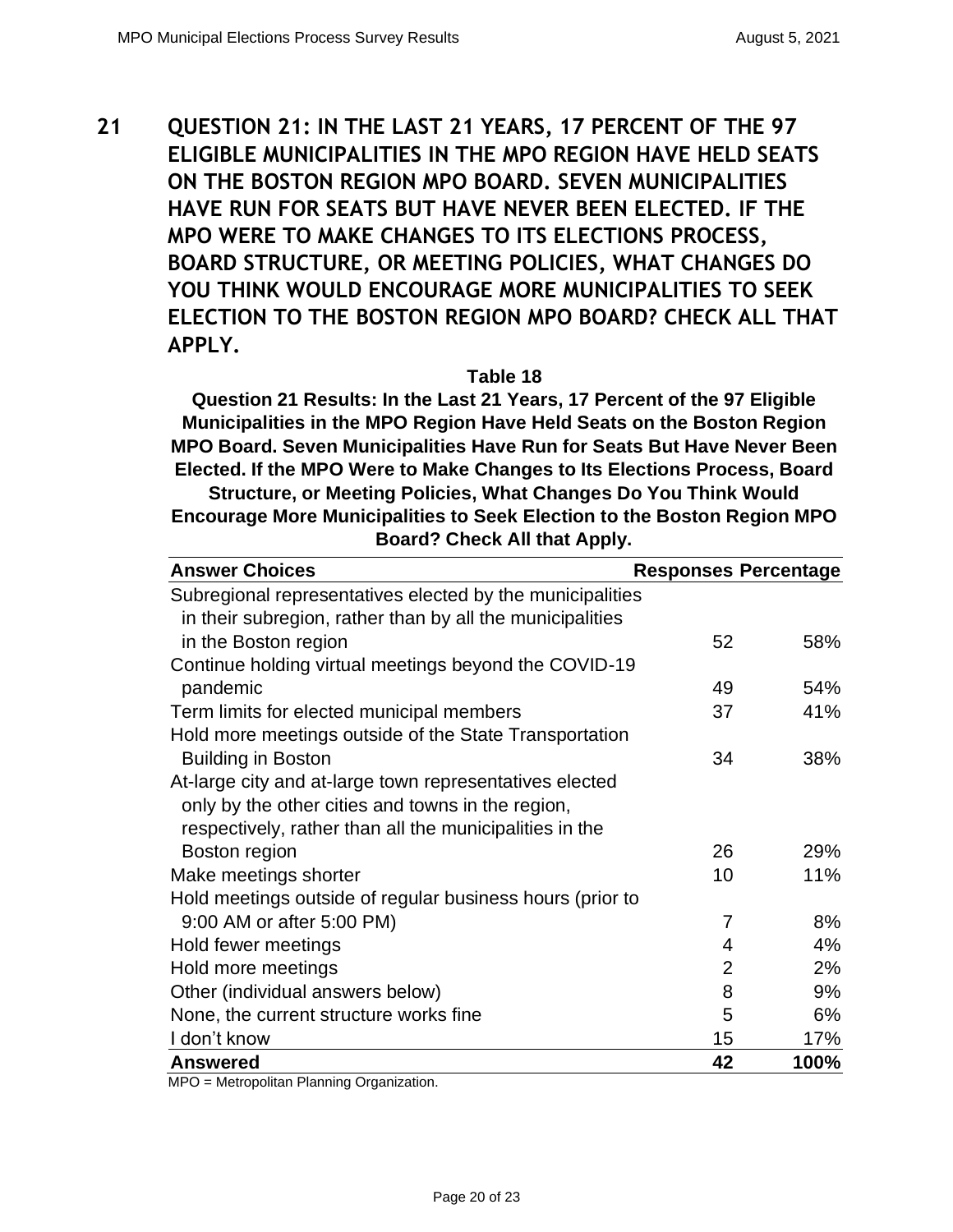# 21 QUESTION 21: IN THE LAST 21 YEARS, 17 PERCENT OF THE 97 ELIGIBLE MUNICIPALITIES IN THE MPO REGION HAVE HELD SEATS ON THE BOSTON REGION MPO BOARD. SEVEN MUNICIPALITIES HAVE RUN FOR SEATS BUT HAVE NEVER BEEN ELECTED. IF THE MPO WERE TO MAKE CHANGES TO ITS ELECTIONS PROCESS, BOARD STRUCTURE, OR MEETING POLICIES, WHAT CHANGES DO YOU THINK WOULD ENCOURAGE MORE MUNICIPALITIES TO SEEK ELECTION TO THE BOSTON REGION MPO BOARD? CHECK ALL THAT APPLY.

**Table 18**

**Question 21 Results: In the Last 21 Years, 17 Percent of the 97 Eligible Municipalities in the MPO Region Have Held Seats on the Boston Region MPO Board. Seven Municipalities Have Run for Seats But Have Never Been Elected. If the MPO Were to Make Changes to Its Elections Process, Board Structure, or Meeting Policies, What Changes Do You Think Would Encourage More Municipalities to Seek Election to the Boston Region MPO Board? Check All that Apply.**

| Answer Choices | Responses | Percentage |
|---|---|---|
| Subregional representatives elected by the municipalities in their subregion, rather than by all the municipalities in the Boston region | 52 | 58% |
| Continue holding virtual meetings beyond the COVID-19 pandemic | 49 | 54% |
| Term limits for elected municipal members | 37 | 41% |
| Hold more meetings outside of the State Transportation Building in Boston | 34 | 38% |
| At-large city and at-large town representatives elected only by the other cities and towns in the region, respectively, rather than all the municipalities in the Boston region | 26 | 29% |
| Make meetings shorter | 10 | 11% |
| Hold meetings outside of regular business hours (prior to 9:00 AM or after 5:00 PM) | 7 | 8% |
| Hold fewer meetings | 4 | 4% |
| Hold more meetings | 2 | 2% |
| Other (individual answers below) | 8 | 9% |
| None, the current structure works fine | 5 | 6% |
| I don't know | 15 | 17% |
| **Answered** | **42** | **100%** |

MPO = Metropolitan Planning Organization.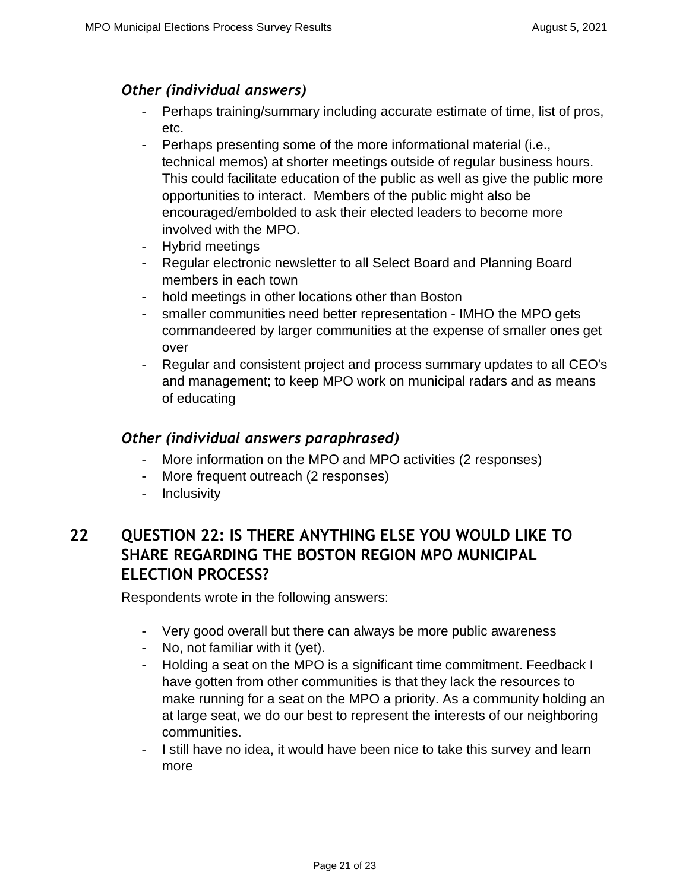### *Other (individual answers)*

- Perhaps training/summary including accurate estimate of time, list of pros, etc.
- Perhaps presenting some of the more informational material (i.e., technical memos) at shorter meetings outside of regular business hours. This could facilitate education of the public as well as give the public more opportunities to interact. Members of the public might also be encouraged/embolded to ask their elected leaders to become more involved with the MPO.
- Hybrid meetings
- Regular electronic newsletter to all Select Board and Planning Board members in each town
- hold meetings in other locations other than Boston
- smaller communities need better representation - IMHO the MPO gets commandeered by larger communities at the expense of smaller ones get over
- Regular and consistent project and process summary updates to all CEO's and management; to keep MPO work on municipal radars and as means of educating

### *Other (individual answers paraphrased)*

- More information on the MPO and MPO activities (2 responses)
- More frequent outreach (2 responses)
- Inclusivity

## 22 QUESTION 22: IS THERE ANYTHING ELSE YOU WOULD LIKE TO SHARE REGARDING THE BOSTON REGION MPO MUNICIPAL ELECTION PROCESS?

Respondents wrote in the following answers:

- Very good overall but there can always be more public awareness
- No, not familiar with it (yet).
- Holding a seat on the MPO is a significant time commitment. Feedback I have gotten from other communities is that they lack the resources to make running for a seat on the MPO a priority. As a community holding an at large seat, we do our best to represent the interests of our neighboring communities.
- I still have no idea, it would have been nice to take this survey and learn more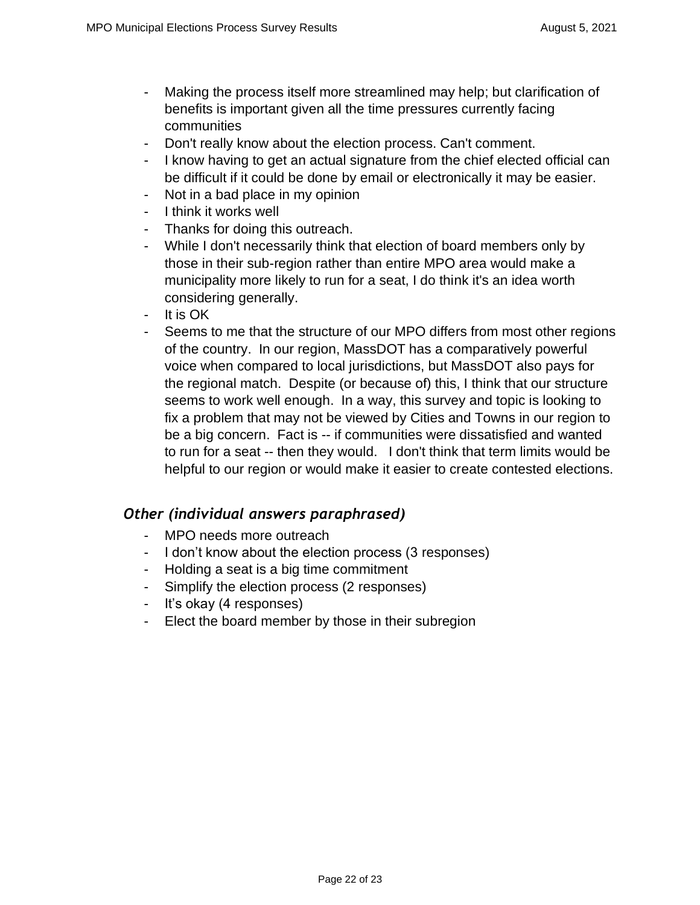- Making the process itself more streamlined may help; but clarification of benefits is important given all the time pressures currently facing communities
- Don't really know about the election process. Can't comment.
- I know having to get an actual signature from the chief elected official can be difficult if it could be done by email or electronically it may be easier.
- Not in a bad place in my opinion
- I think it works well
- Thanks for doing this outreach.
- While I don't necessarily think that election of board members only by those in their sub-region rather than entire MPO area would make a municipality more likely to run for a seat, I do think it's an idea worth considering generally.
- It is OK
- Seems to me that the structure of our MPO differs from most other regions of the country. In our region, MassDOT has a comparatively powerful voice when compared to local jurisdictions, but MassDOT also pays for the regional match. Despite (or because of) this, I think that our structure seems to work well enough. In a way, this survey and topic is looking to fix a problem that may not be viewed by Cities and Towns in our region to be a big concern. Fact is -- if communities were dissatisfied and wanted to run for a seat -- then they would. I don't think that term limits would be helpful to our region or would make it easier to create contested elections.

### *Other (individual answers paraphrased)*

- MPO needs more outreach
- I don't know about the election process (3 responses)
- Holding a seat is a big time commitment
- Simplify the election process (2 responses)
- It's okay (4 responses)
- Elect the board member by those in their subregion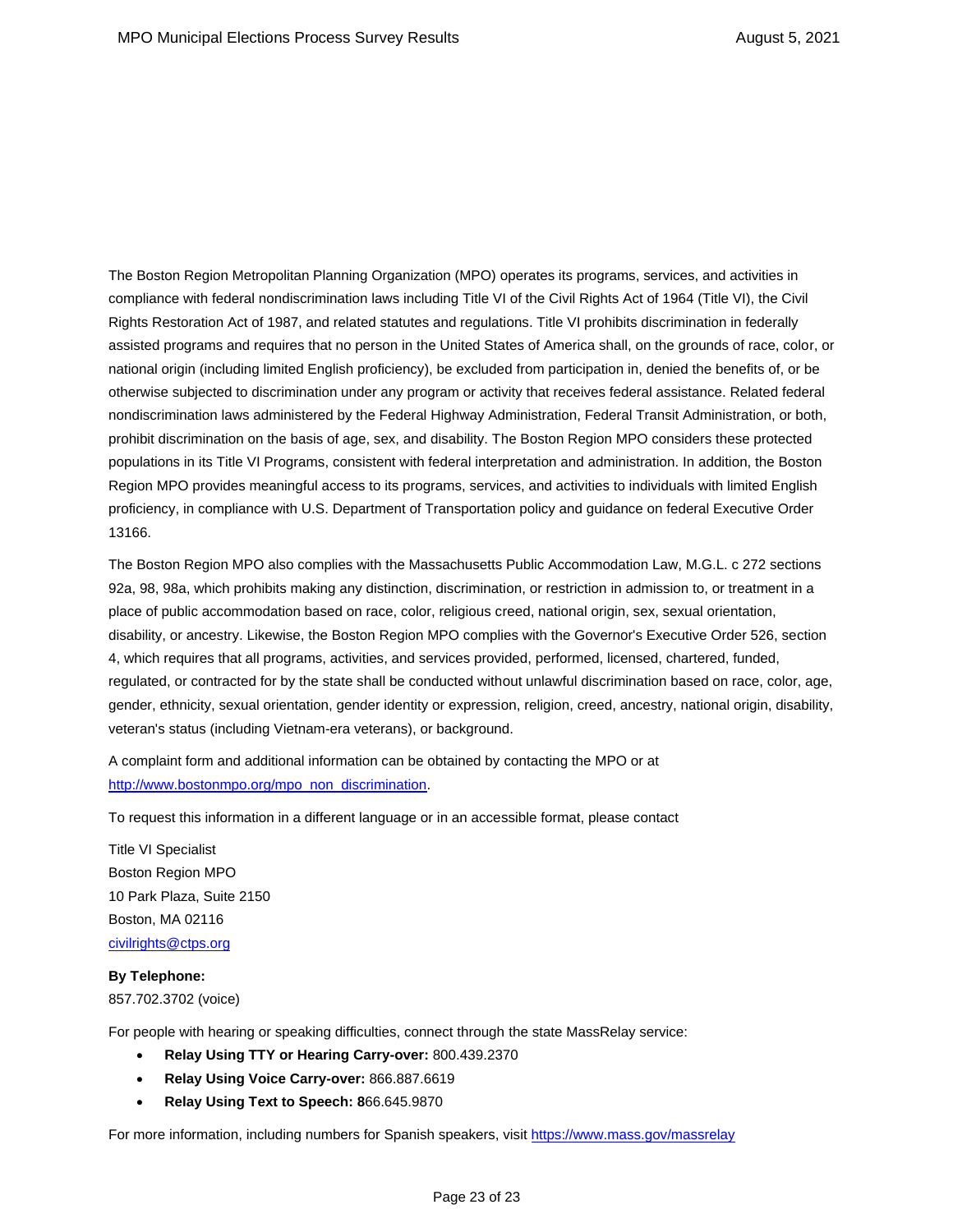The Boston Region Metropolitan Planning Organization (MPO) operates its programs, services, and activities in compliance with federal nondiscrimination laws including Title VI of the Civil Rights Act of 1964 (Title VI), the Civil Rights Restoration Act of 1987, and related statutes and regulations. Title VI prohibits discrimination in federally assisted programs and requires that no person in the United States of America shall, on the grounds of race, color, or national origin (including limited English proficiency), be excluded from participation in, denied the benefits of, or be otherwise subjected to discrimination under any program or activity that receives federal assistance. Related federal nondiscrimination laws administered by the Federal Highway Administration, Federal Transit Administration, or both, prohibit discrimination on the basis of age, sex, and disability. The Boston Region MPO considers these protected populations in its Title VI Programs, consistent with federal interpretation and administration. In addition, the Boston Region MPO provides meaningful access to its programs, services, and activities to individuals with limited English proficiency, in compliance with U.S. Department of Transportation policy and guidance on federal Executive Order 13166.

The Boston Region MPO also complies with the Massachusetts Public Accommodation Law, M.G.L. c 272 sections 92a, 98, 98a, which prohibits making any distinction, discrimination, or restriction in admission to, or treatment in a place of public accommodation based on race, color, religious creed, national origin, sex, sexual orientation, disability, or ancestry. Likewise, the Boston Region MPO complies with the Governor's Executive Order 526, section 4, which requires that all programs, activities, and services provided, performed, licensed, chartered, funded, regulated, or contracted for by the state shall be conducted without unlawful discrimination based on race, color, age, gender, ethnicity, sexual orientation, gender identity or expression, religion, creed, ancestry, national origin, disability, veteran's status (including Vietnam-era veterans), or background.

A complaint form and additional information can be obtained by contacting the MPO or at [http://www.bostonmpo.org/mpo_non_discrimination](http://www.bostonmpo.org/mpo_non_discrimination).

To request this information in a different language or in an accessible format, please contact

Title VI Specialist  
Boston Region MPO  
10 Park Plaza, Suite 2150  
Boston, MA 02116  
[civilrights@ctps.org](mailto:civilrights@ctps.org)

**By Telephone:**  
857.702.3702 (voice)

For people with hearing or speaking difficulties, connect through the state MassRelay service:

- **Relay Using TTY or Hearing Carry-over:** 800.439.2370
- **Relay Using Voice Carry-over:** 866.887.6619
- **Relay Using Text to Speech: 8**66.645.9870

For more information, including numbers for Spanish speakers, visit [https://www.mass.gov/massrelay](https://www.mass.gov/massrelay)